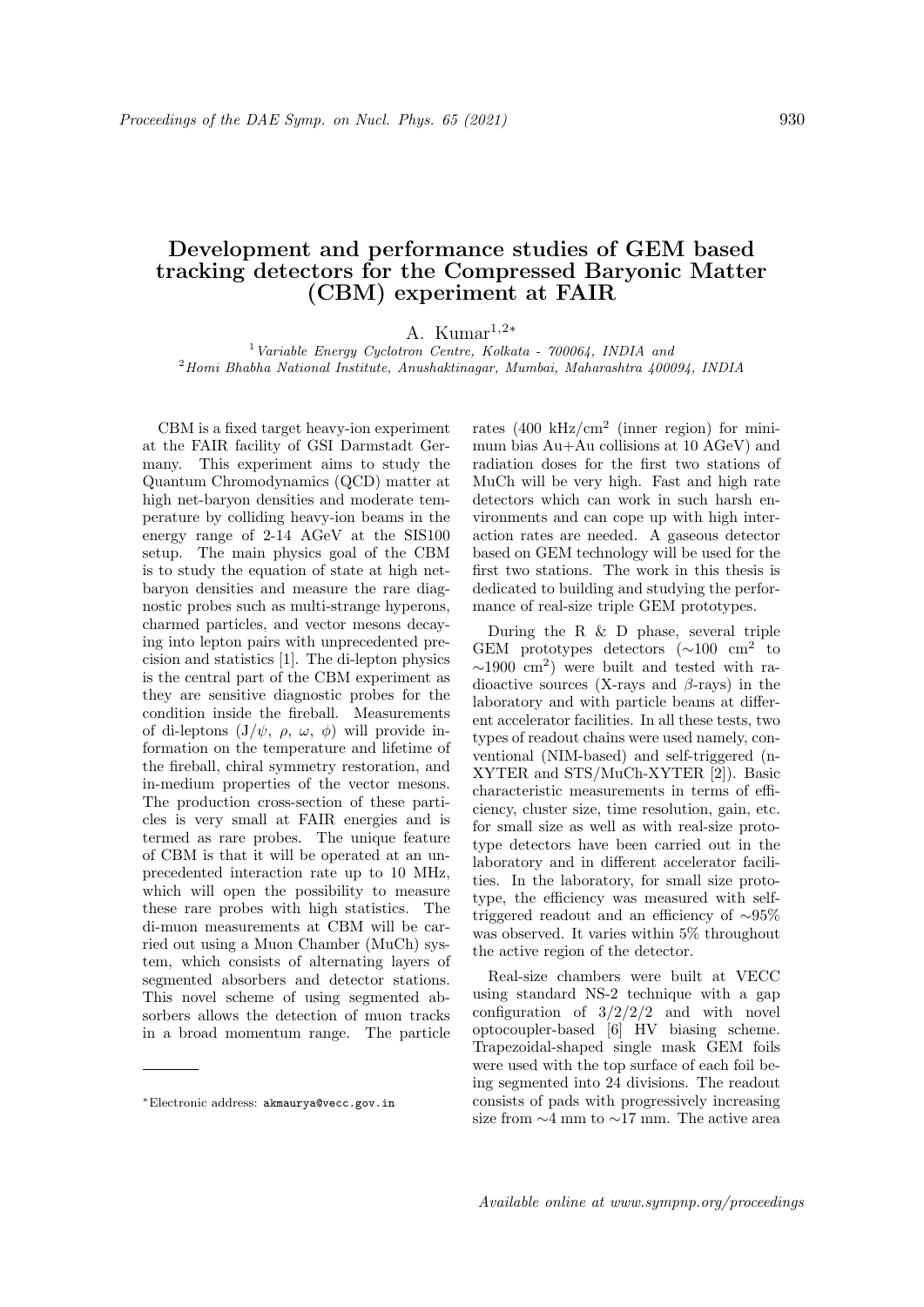# Development and performance studies of GEM based tracking detectors for the Compressed Baryonic Matter (CBM) experiment at FAIR

A. Kumar[1,2*]

[1] *Variable Energy Cyclotron Centre, Kolkata - 700064, INDIA and*
[2] *Homi Bhabha National Institute, Anushaktinagar, Mumbai, Maharashtra 400094, INDIA*

CBM is a fixed target heavy-ion experiment at the FAIR facility of GSI Darmstadt Germany. This experiment aims to study the Quantum Chromodynamics (QCD) matter at high net-baryon densities and moderate temperature by colliding heavy-ion beams in the energy range of 2-14 AGeV at the SIS100 setup. The main physics goal of the CBM is to study the equation of state at high net-baryon densities and measure the rare diagnostic probes such as multi-strange hyperons, charmed particles, and vector mesons decaying into lepton pairs with unprecedented precision and statistics [1]. The di-lepton physics is the central part of the CBM experiment as they are sensitive diagnostic probes for the condition inside the fireball. Measurements of di-leptons ($J/\psi$, $\rho$, $\omega$, $\phi$) will provide information on the temperature and lifetime of the fireball, chiral symmetry restoration, and in-medium properties of the vector mesons. The production cross-section of these particles is very small at FAIR energies and is termed as rare probes. The unique feature of CBM is that it will be operated at an unprecedented interaction rate up to 10 MHz, which will open the possibility to measure these rare probes with high statistics. The di-muon measurements at CBM will be carried out using a Muon Chamber (MuCh) system, which consists of alternating layers of segmented absorbers and detector stations. This novel scheme of using segmented absorbers allows the detection of muon tracks in a broad momentum range. The particle rates (400 kHz/cm$^2$ (inner region) for minimum bias Au+Au collisions at 10 AGeV) and radiation doses for the first two stations of MuCh will be very high. Fast and high rate detectors which can work in such harsh environments and can cope up with high interaction rates are needed. A gaseous detector based on GEM technology will be used for the first two stations. The work in this thesis is dedicated to building and studying the performance of real-size triple GEM prototypes.

During the R & D phase, several triple GEM prototypes detectors ($\sim$100 cm$^2$ to $\sim$1900 cm$^2$) were built and tested with radioactive sources (X-rays and $\beta$-rays) in the laboratory and with particle beams at different accelerator facilities. In all these tests, two types of readout chains were used namely, conventional (NIM-based) and self-triggered (n-XYTER and STS/MuCh-XYTER [2]). Basic characteristic measurements in terms of efficiency, cluster size, time resolution, gain, etc. for small size as well as with real-size prototype detectors have been carried out in the laboratory and in different accelerator facilities. In the laboratory, for small size prototype, the efficiency was measured with self-triggered readout and an efficiency of $\sim$95% was observed. It varies within 5% throughout the active region of the detector.

Real-size chambers were built at VECC using standard NS-2 technique with a gap configuration of 3/2/2/2 and with novel optocoupler-based [6] HV biasing scheme. Trapezoidal-shaped single mask GEM foils were used with the top surface of each foil being segmented into 24 divisions. The readout consists of pads with progressively increasing size from $\sim$4 mm to $\sim$17 mm. The active area

*Electronic address: akmaurya@vecc.gov.in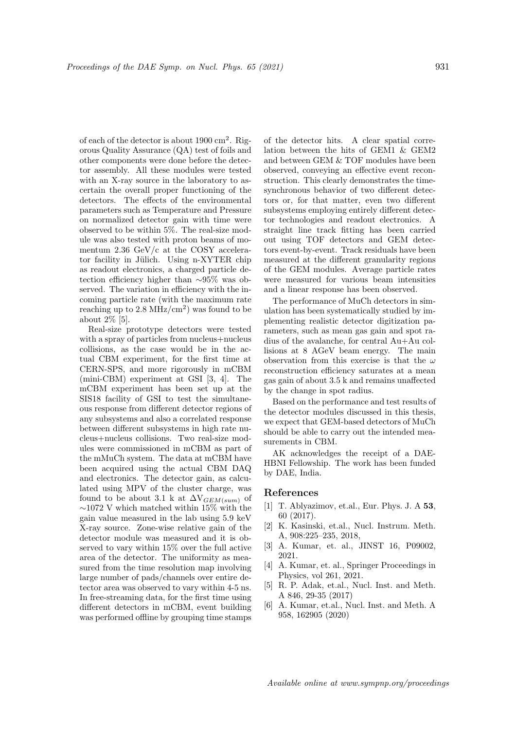of each of the detector is about 1900 $cm^2$. Rigorous Quality Assurance (QA) test of foils and other components were done before the detector assembly. All these modules were tested with an X-ray source in the laboratory to ascertain the overall proper functioning of the detectors. The effects of the environmental parameters such as Temperature and Pressure on normalized detector gain with time were observed to be within 5%. The real-size module was also tested with proton beams of momentum 2.36 GeV/c at the COSY accelerator facility in Jülich. Using n-XYTER chip as readout electronics, a charged particle detection efficiency higher than $\sim$95% was observed. The variation in efficiency with the incoming particle rate (with the maximum rate reaching up to 2.8 MHz/$cm^2$) was found to be about 2% [5].

Real-size prototype detectors were tested with a spray of particles from nucleus+nucleus collisions, as the case would be in the actual CBM experiment, for the first time at CERN-SPS, and more rigorously in mCBM (mini-CBM) experiment at GSI [3, 4]. The mCBM experiment has been set up at the SIS18 facility of GSI to test the simultaneous response from different detector regions of any subsystems and also a correlated response between different subsystems in high rate nucleus+nucleus collisions. Two real-size modules were commissioned in mCBM as part of the mMuCh system. The data at mCBM have been acquired using the actual CBM DAQ and electronics. The detector gain, as calculated using MPV of the cluster charge, was found to be about 3.1 k at $\Delta V_{GEM(sum)}$ of $\sim$1072 V which matched within 15% with the gain value measured in the lab using 5.9 keV X-ray source. Zone-wise relative gain of the detector module was measured and it is observed to vary within 15% over the full active area of the detector. The uniformity as measured from the time resolution map involving large number of pads/channels over entire detector area was observed to vary within 4-5 ns. In free-streaming data, for the first time using different detectors in mCBM, event building was performed offline by grouping time stamps of the detector hits. A clear spatial correlation between the hits of GEM1 & GEM2 and between GEM & TOF modules have been observed, conveying an effective event reconstruction. This clearly demonstrates the time-synchronous behavior of two different detectors or, for that matter, even two different subsystems employing entirely different detector technologies and readout electronics. A straight line track fitting has been carried out using TOF detectors and GEM detectors event-by-event. Track residuals have been measured at the different granularity regions of the GEM modules. Average particle rates were measured for various beam intensities and a linear response has been observed.

The performance of MuCh detectors in simulation has been systematically studied by implementing realistic detector digitization parameters, such as mean gas gain and spot radius of the avalanche, for central Au+Au collisions at 8 AGeV beam energy. The main observation from this exercise is that the $\omega$ reconstruction efficiency saturates at a mean gas gain of about 3.5 k and remains unaffected by the change in spot radius.

Based on the performance and test results of the detector modules discussed in this thesis, we expect that GEM-based detectors of MuCh should be able to carry out the intended measurements in CBM.

AK acknowledges the receipt of a DAE-HBNI Fellowship. The work has been funded by DAE, India.

## References

[1] T. Ablyazimov, et.al., Eur. Phys. J. A **53**, 60 (2017).

[2] K. Kasinski, et.al., Nucl. Instrum. Meth. A, 908:225–235, 2018,

[3] A. Kumar, et. al., JINST 16, P09002, 2021.

[4] A. Kumar, et. al., Springer Proceedings in Physics, vol 261, 2021.

[5] R. P. Adak, et.al., Nucl. Inst. and Meth. A 846, 29-35 (2017)

[6] A. Kumar, et.al., Nucl. Inst. and Meth. A 958, 162905 (2020)